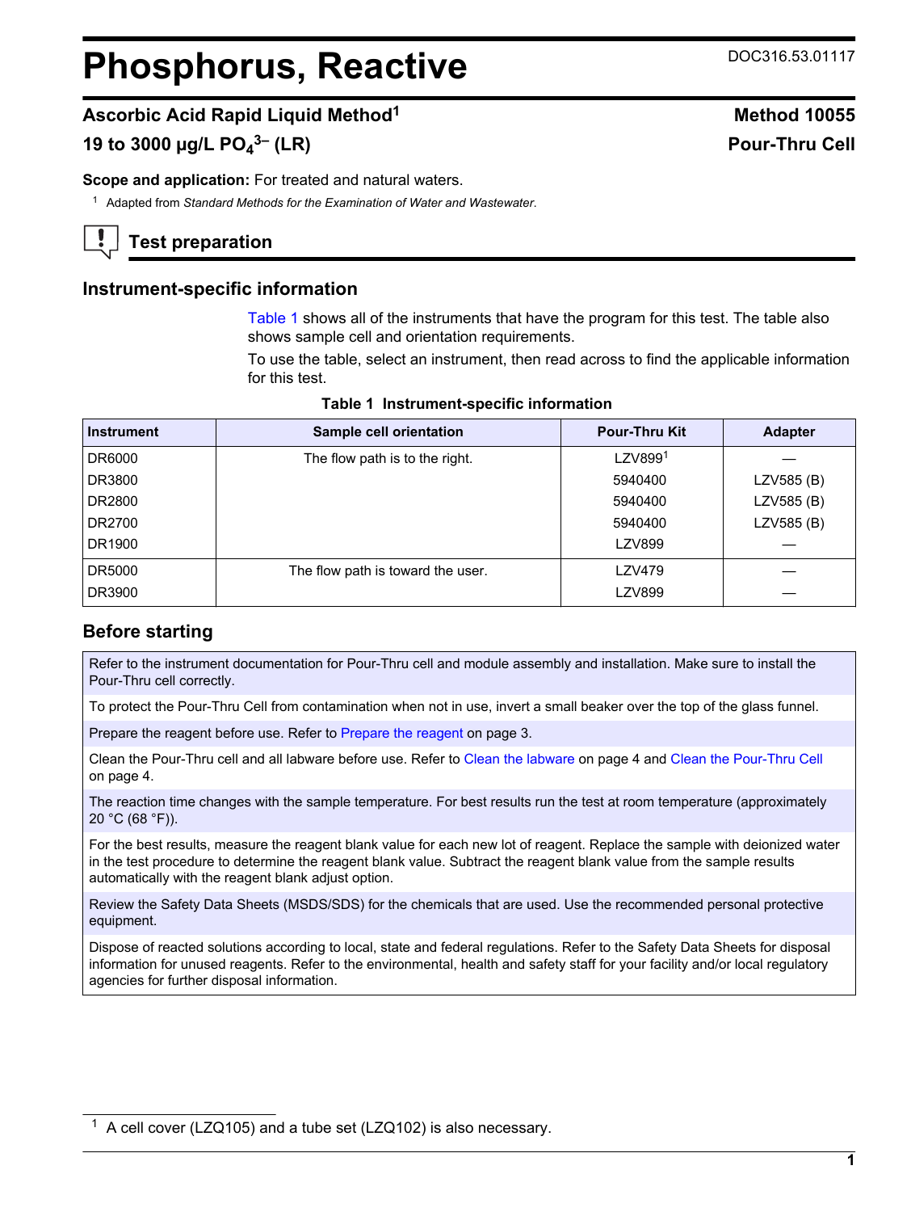# Phosphorus, Reactive

DOC316.53.01117

## Ascorbic Acid Rapid Liquid Method[1]

## 19 to 3000 µg/L $PO_4^{3-}$ (LR)

**Method 10055**

**Pour-Thru Cell**

**Scope and application:** For treated and natural waters.

[1] Adapted from *Standard Methods for the Examination of Water and Wastewater.*

## Test preparation

### Instrument-specific information

Table 1 shows all of the instruments that have the program for this test. The table also shows sample cell and orientation requirements.

To use the table, select an instrument, then read across to find the applicable information for this test.

**Table 1 Instrument-specific information**

| Instrument | Sample cell orientation | Pour-Thru Kit | Adapter |
|---|---|---|---|
| DR6000 | The flow path is to the right. | LZV899[1] | — |
| DR3800 | | 5940400 | LZV585 (B) |
| DR2800 | | 5940400 | LZV585 (B) |
| DR2700 | | 5940400 | LZV585 (B) |
| DR1900 | | LZV899 | — |
| DR5000 | The flow path is toward the user. | LZV479 | — |
| DR3900 | | LZV899 | — |

### Before starting

Refer to the instrument documentation for Pour-Thru cell and module assembly and installation. Make sure to install the Pour-Thru cell correctly.

To protect the Pour-Thru Cell from contamination when not in use, invert a small beaker over the top of the glass funnel.

Prepare the reagent before use. Refer to Prepare the reagent on page 3.

Clean the Pour-Thru cell and all labware before use. Refer to Clean the labware on page 4 and Clean the Pour-Thru Cell on page 4.

The reaction time changes with the sample temperature. For best results run the test at room temperature (approximately 20 °C (68 °F)).

For the best results, measure the reagent blank value for each new lot of reagent. Replace the sample with deionized water in the test procedure to determine the reagent blank value. Subtract the reagent blank value from the sample results automatically with the reagent blank adjust option.

Review the Safety Data Sheets (MSDS/SDS) for the chemicals that are used. Use the recommended personal protective equipment.

Dispose of reacted solutions according to local, state and federal regulations. Refer to the Safety Data Sheets for disposal information for unused reagents. Refer to the environmental, health and safety staff for your facility and/or local regulatory agencies for further disposal information.

[1] A cell cover (LZQ105) and a tube set (LZQ102) is also necessary.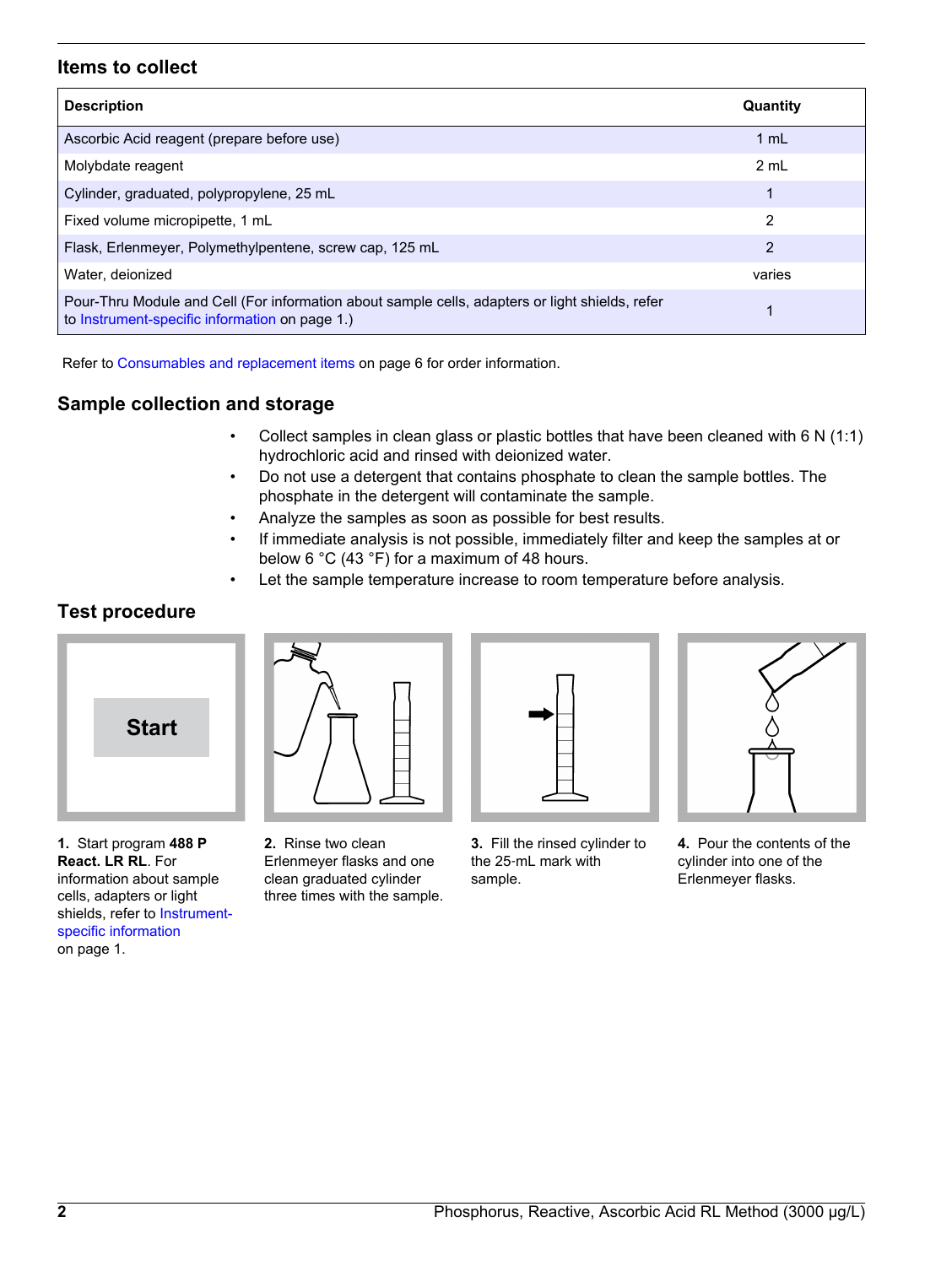## Items to collect

| Description | Quantity |
| --- | --- |
| Ascorbic Acid reagent (prepare before use) | 1 mL |
| Molybdate reagent | 2 mL |
| Cylinder, graduated, polypropylene, 25 mL | 1 |
| Fixed volume micropipette, 1 mL | 2 |
| Flask, Erlenmeyer, Polymethylpentene, screw cap, 125 mL | 2 |
| Water, deionized | varies |
| Pour-Thru Module and Cell (For information about sample cells, adapters or light shields, refer to Instrument-specific information on page 1.) | 1 |

Refer to Consumables and replacement items on page 6 for order information.

## Sample collection and storage

- Collect samples in clean glass or plastic bottles that have been cleaned with 6 N (1:1) hydrochloric acid and rinsed with deionized water.
- Do not use a detergent that contains phosphate to clean the sample bottles. The phosphate in the detergent will contaminate the sample.
- Analyze the samples as soon as possible for best results.
- If immediate analysis is not possible, immediately filter and keep the samples at or below 6 °C (43 °F) for a maximum of 48 hours.
- Let the sample temperature increase to room temperature before analysis.

## Test procedure

Start

**1.** Start program **488 P React. LR RL**. For information about sample cells, adapters or light shields, refer to Instrument-specific information on page 1.

**2.** Rinse two clean Erlenmeyer flasks and one clean graduated cylinder three times with the sample.

**3.** Fill the rinsed cylinder to the 25-mL mark with sample.

**4.** Pour the contents of the cylinder into one of the Erlenmeyer flasks.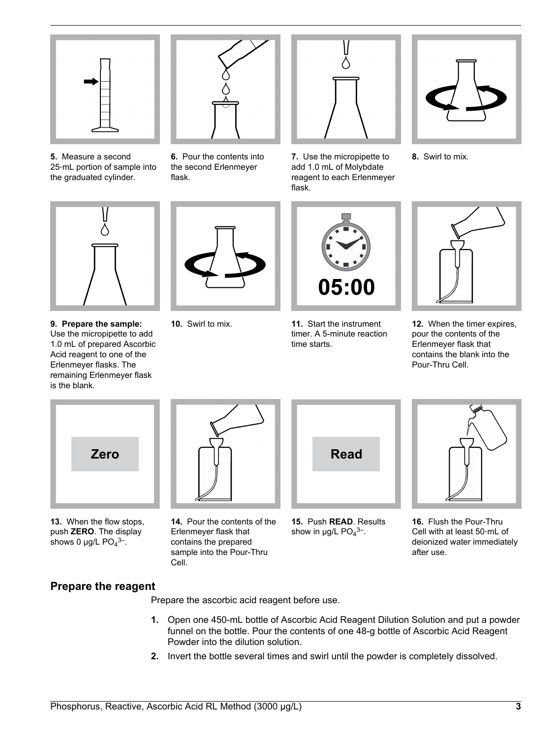**5.** Measure a second 25-mL portion of sample into the graduated cylinder.

**6.** Pour the contents into the second Erlenmeyer flask.

**7.** Use the micropipette to add 1.0 mL of Molybdate reagent to each Erlenmeyer flask.

**8.** Swirl to mix.

**9. Prepare the sample:** Use the micropipette to add 1.0 mL of prepared Ascorbic Acid reagent to one of the Erlenmeyer flasks. The remaining Erlenmeyer flask is the blank.

**10.** Swirl to mix.

**11.** Start the instrument timer. A 5-minute reaction time starts.

05:00

**12.** When the timer expires, pour the contents of the Erlenmeyer flask that contains the blank into the Pour-Thru Cell.

**13.** When the flow stops, push **ZERO**. The display shows 0 µg/L $PO_4^{3-}$.

Zero

**14.** Pour the contents of the Erlenmeyer flask that contains the prepared sample into the Pour-Thru Cell.

**15.** Push **READ**. Results show in µg/L $PO_4^{3-}$.

Read

**16.** Flush the Pour-Thru Cell with at least 50-mL of deionized water immediately after use.

## Prepare the reagent

Prepare the ascorbic acid reagent before use.

1. Open one 450-mL bottle of Ascorbic Acid Reagent Dilution Solution and put a powder funnel on the bottle. Pour the contents of one 48-g bottle of Ascorbic Acid Reagent Powder into the dilution solution.
2. Invert the bottle several times and swirl until the powder is completely dissolved.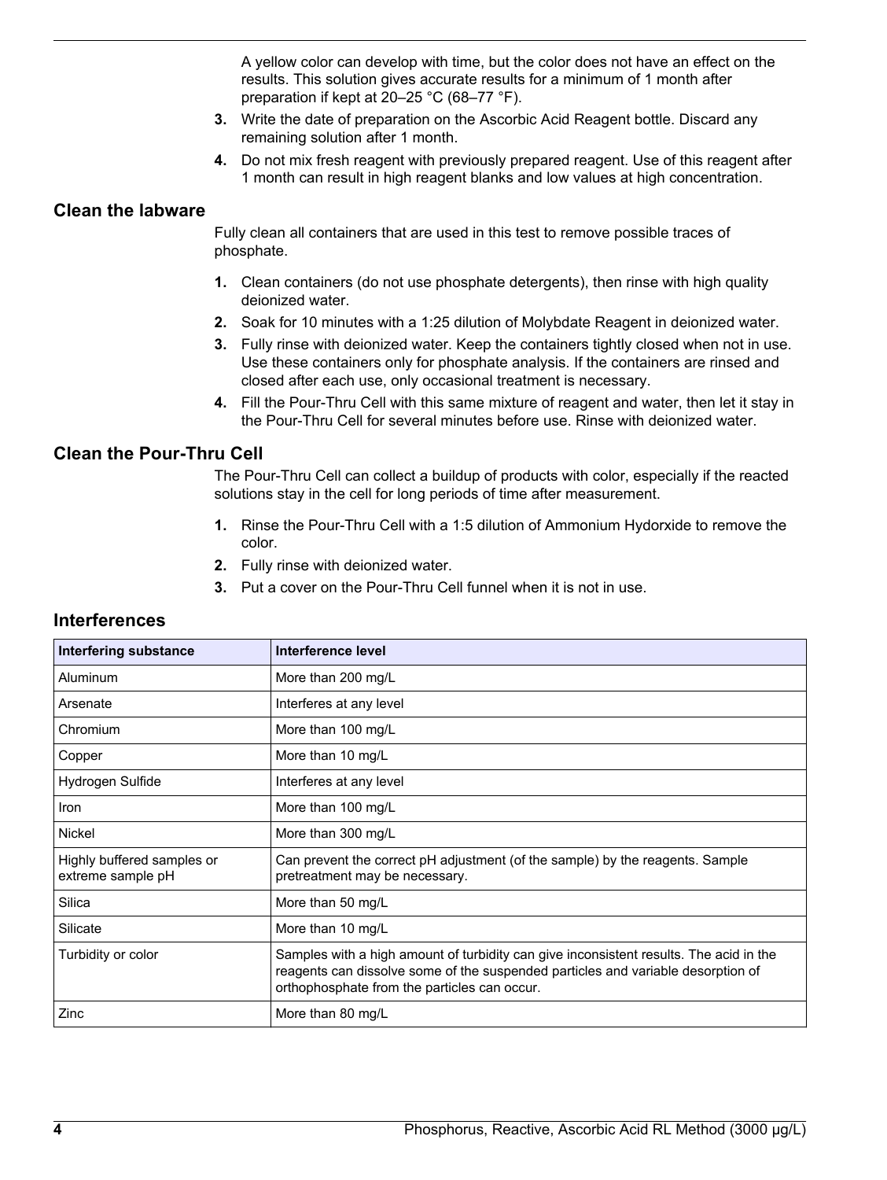A yellow color can develop with time, but the color does not have an effect on the results. This solution gives accurate results for a minimum of 1 month after preparation if kept at 20–25 °C (68–77 °F).

3. Write the date of preparation on the Ascorbic Acid Reagent bottle. Discard any remaining solution after 1 month.
4. Do not mix fresh reagent with previously prepared reagent. Use of this reagent after 1 month can result in high reagent blanks and low values at high concentration.

### Clean the labware

Fully clean all containers that are used in this test to remove possible traces of phosphate.

1. Clean containers (do not use phosphate detergents), then rinse with high quality deionized water.
2. Soak for 10 minutes with a 1:25 dilution of Molybdate Reagent in deionized water.
3. Fully rinse with deionized water. Keep the containers tightly closed when not in use. Use these containers only for phosphate analysis. If the containers are rinsed and closed after each use, only occasional treatment is necessary.
4. Fill the Pour-Thru Cell with this same mixture of reagent and water, then let it stay in the Pour-Thru Cell for several minutes before use. Rinse with deionized water.

### Clean the Pour-Thru Cell

The Pour-Thru Cell can collect a buildup of products with color, especially if the reacted solutions stay in the cell for long periods of time after measurement.

1. Rinse the Pour-Thru Cell with a 1:5 dilution of Ammonium Hydorxide to remove the color.
2. Fully rinse with deionized water.
3. Put a cover on the Pour-Thru Cell funnel when it is not in use.

## Interferences

| Interfering substance | Interference level |
|---|---|
| Aluminum | More than 200 mg/L |
| Arsenate | Interferes at any level |
| Chromium | More than 100 mg/L |
| Copper | More than 10 mg/L |
| Hydrogen Sulfide | Interferes at any level |
| Iron | More than 100 mg/L |
| Nickel | More than 300 mg/L |
| Highly buffered samples or extreme sample pH | Can prevent the correct pH adjustment (of the sample) by the reagents. Sample pretreatment may be necessary. |
| Silica | More than 50 mg/L |
| Silicate | More than 10 mg/L |
| Turbidity or color | Samples with a high amount of turbidity can give inconsistent results. The acid in the reagents can dissolve some of the suspended particles and variable desorption of orthophosphate from the particles can occur. |
| Zinc | More than 80 mg/L |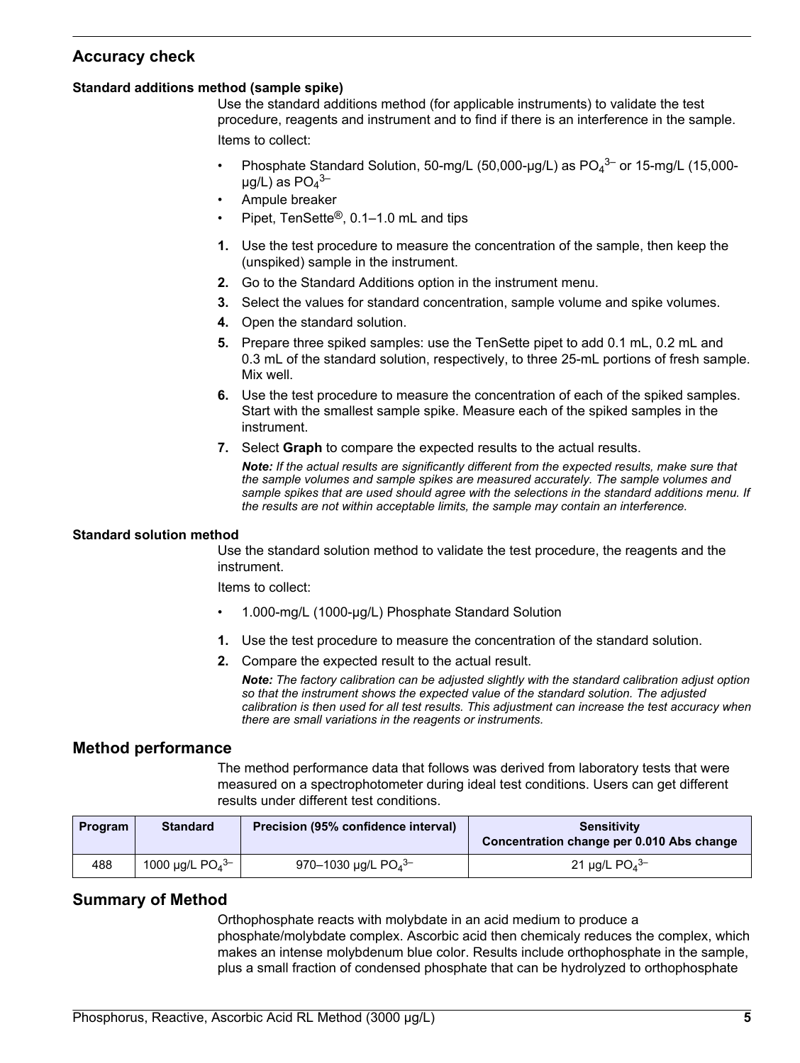## Accuracy check

### Standard additions method (sample spike)

Use the standard additions method (for applicable instruments) to validate the test procedure, reagents and instrument and to find if there is an interference in the sample.

Items to collect:

- Phosphate Standard Solution, 50-mg/L (50,000-µg/L) as $PO_4^{3-}$ or 15-mg/L (15,000-µg/L) as $PO_4^{3-}$
- Ampule breaker
- Pipet, TenSette®, 0.1–1.0 mL and tips

1. Use the test procedure to measure the concentration of the sample, then keep the (unspiked) sample in the instrument.
2. Go to the Standard Additions option in the instrument menu.
3. Select the values for standard concentration, sample volume and spike volumes.
4. Open the standard solution.
5. Prepare three spiked samples: use the TenSette pipet to add 0.1 mL, 0.2 mL and 0.3 mL of the standard solution, respectively, to three 25-mL portions of fresh sample. Mix well.
6. Use the test procedure to measure the concentration of each of the spiked samples. Start with the smallest sample spike. Measure each of the spiked samples in the instrument.
7. Select **Graph** to compare the expected results to the actual results.

   ***Note:** If the actual results are significantly different from the expected results, make sure that the sample volumes and sample spikes are measured accurately. The sample volumes and sample spikes that are used should agree with the selections in the standard additions menu. If the results are not within acceptable limits, the sample may contain an interference.*

### Standard solution method

Use the standard solution method to validate the test procedure, the reagents and the instrument.

Items to collect:

- 1.000-mg/L (1000-µg/L) Phosphate Standard Solution

1. Use the test procedure to measure the concentration of the standard solution.
2. Compare the expected result to the actual result.

   ***Note:** The factory calibration can be adjusted slightly with the standard calibration adjust option so that the instrument shows the expected value of the standard solution. The adjusted calibration is then used for all test results. This adjustment can increase the test accuracy when there are small variations in the reagents or instruments.*

## Method performance

The method performance data that follows was derived from laboratory tests that were measured on a spectrophotometer during ideal test conditions. Users can get different results under different test conditions.

| Program | Standard | Precision (95% confidence interval) | Sensitivity Concentration change per 0.010 Abs change |
|---|---|---|---|
| 488 | 1000 µg/L $PO_4^{3-}$ | 970–1030 µg/L $PO_4^{3-}$ | 21 µg/L $PO_4^{3-}$ |

## Summary of Method

Orthophosphate reacts with molybdate in an acid medium to produce a phosphate/molybdate complex. Ascorbic acid then chemicaly reduces the complex, which makes an intense molybdenum blue color. Results include orthophosphate in the sample, plus a small fraction of condensed phosphate that can be hydrolyzed to orthophosphate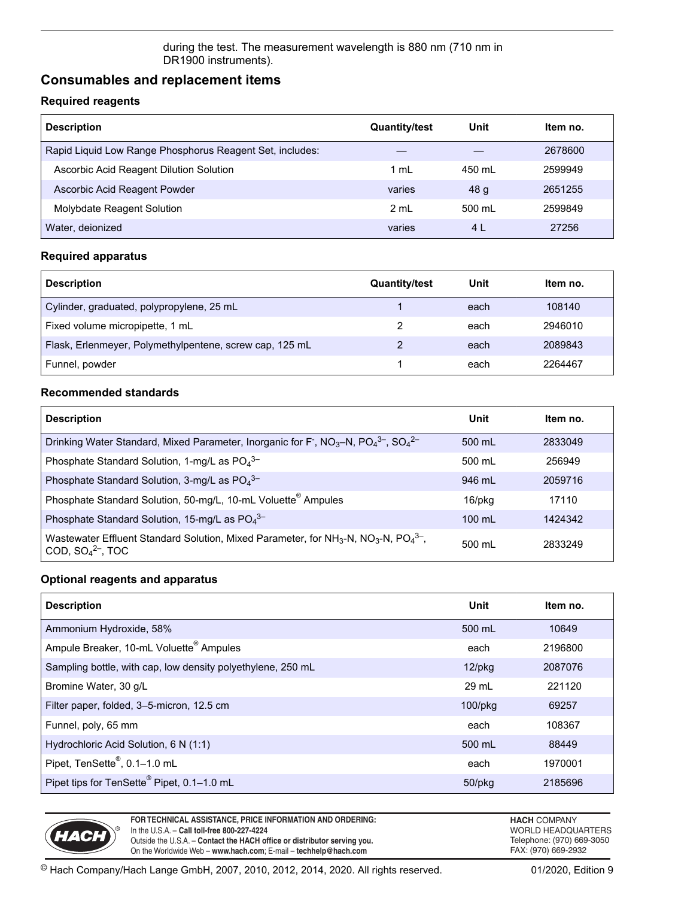during the test. The measurement wavelength is 880 nm (710 nm in DR1900 instruments).

## Consumables and replacement items

### Required reagents

| Description | Quantity/test | Unit | Item no. |
| --- | --- | --- | --- |
| Rapid Liquid Low Range Phosphorus Reagent Set, includes: | — | — | 2678600 |
| Ascorbic Acid Reagent Dilution Solution | 1 mL | 450 mL | 2599949 |
| Ascorbic Acid Reagent Powder | varies | 48 g | 2651255 |
| Molybdate Reagent Solution | 2 mL | 500 mL | 2599849 |
| Water, deionized | varies | 4 L | 27256 |

### Required apparatus

| Description | Quantity/test | Unit | Item no. |
| --- | --- | --- | --- |
| Cylinder, graduated, polypropylene, 25 mL | 1 | each | 108140 |
| Fixed volume micropipette, 1 mL | 2 | each | 2946010 |
| Flask, Erlenmeyer, Polymethylpentene, screw cap, 125 mL | 2 | each | 2089843 |
| Funnel, powder | 1 | each | 2264467 |

### Recommended standards

| Description | Unit | Item no. |
| --- | --- | --- |
| Drinking Water Standard, Mixed Parameter, Inorganic for $F^-$, $NO_3$–N, $PO_4^{3-}$, $SO_4^{2-}$ | 500 mL | 2833049 |
| Phosphate Standard Solution, 1-mg/L as $PO_4^{3-}$ | 500 mL | 256949 |
| Phosphate Standard Solution, 3-mg/L as $PO_4^{3-}$ | 946 mL | 2059716 |
| Phosphate Standard Solution, 50-mg/L, 10-mL Voluette® Ampules | 16/pkg | 17110 |
| Phosphate Standard Solution, 15-mg/L as $PO_4^{3-}$ | 100 mL | 1424342 |
| Wastewater Effluent Standard Solution, Mixed Parameter, for $NH_3$-N, $NO_3$-N, $PO_4^{3-}$, COD, $SO_4^{2-}$, TOC | 500 mL | 2833249 |

### Optional reagents and apparatus

| Description | Unit | Item no. |
| --- | --- | --- |
| Ammonium Hydroxide, 58% | 500 mL | 10649 |
| Ampule Breaker, 10-mL Voluette® Ampules | each | 2196800 |
| Sampling bottle, with cap, low density polyethylene, 250 mL | 12/pkg | 2087076 |
| Bromine Water, 30 g/L | 29 mL | 221120 |
| Filter paper, folded, 3–5-micron, 12.5 cm | 100/pkg | 69257 |
| Funnel, poly, 65 mm | each | 108367 |
| Hydrochloric Acid Solution, 6 N (1:1) | 500 mL | 88449 |
| Pipet, TenSette®, 0.1–1.0 mL | each | 1970001 |
| Pipet tips for TenSette® Pipet, 0.1–1.0 mL | 50/pkg | 2185696 |

**FOR TECHNICAL ASSISTANCE, PRICE INFORMATION AND ORDERING:**
In the U.S.A. – **Call toll-free 800-227-4224**
Outside the U.S.A. – **Contact the HACH office or distributor serving you.**
On the Worldwide Web – **www.hach.com**; E-mail – **techhelp@hach.com**

**HACH** COMPANY
WORLD HEADQUARTERS
Telephone: (970) 669-3050
FAX: (970) 669-2932

© Hach Company/Hach Lange GmbH, 2007, 2010, 2012, 2014, 2020. All rights reserved. 01/2020, Edition 9